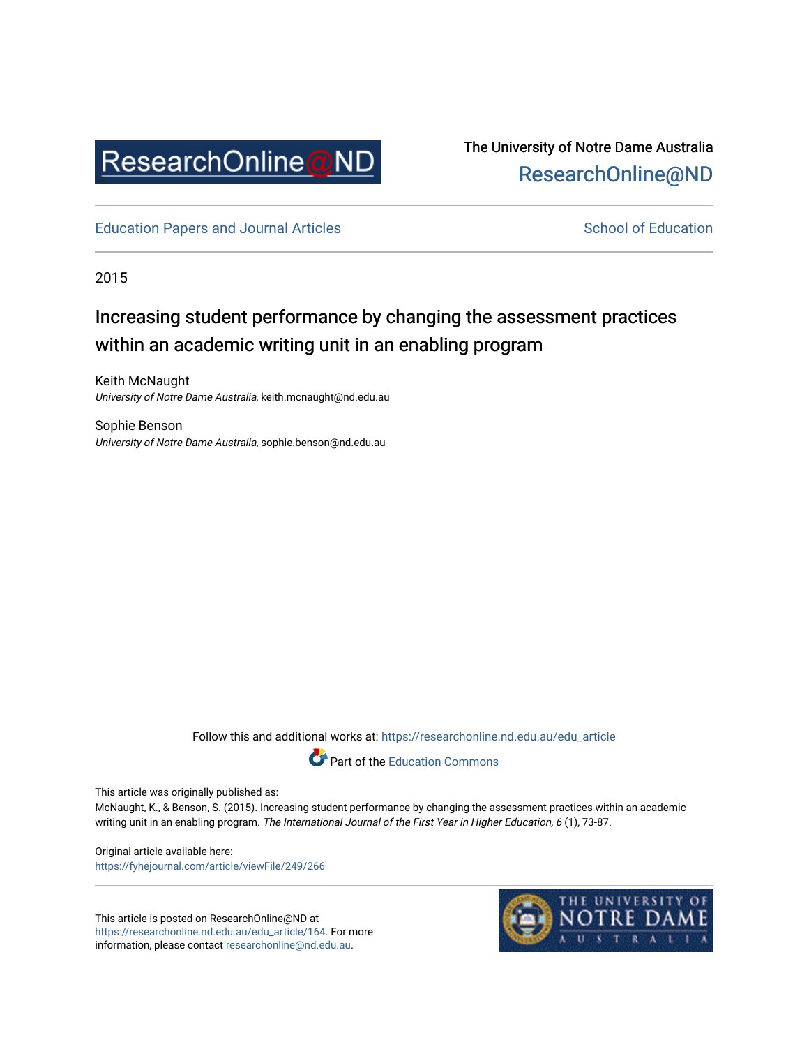The University of Notre Dame Australia
ResearchOnline@ND

Education Papers and Journal Articles — School of Education

2015

# Increasing student performance by changing the assessment practices within an academic writing unit in an enabling program

Keith McNaught
*University of Notre Dame Australia*, keith.mcnaught@nd.edu.au

Sophie Benson
*University of Notre Dame Australia*, sophie.benson@nd.edu.au

Follow this and additional works at: https://researchonline.nd.edu.au/edu_article

Part of the Education Commons

This article was originally published as:
McNaught, K., & Benson, S. (2015). Increasing student performance by changing the assessment practices within an academic writing unit in an enabling program. *The International Journal of the First Year in Higher Education, 6* (1), 73-87.

Original article available here:
https://fyhejournal.com/article/viewFile/249/266

This article is posted on ResearchOnline@ND at https://researchonline.nd.edu.au/edu_article/164. For more information, please contact researchonline@nd.edu.au.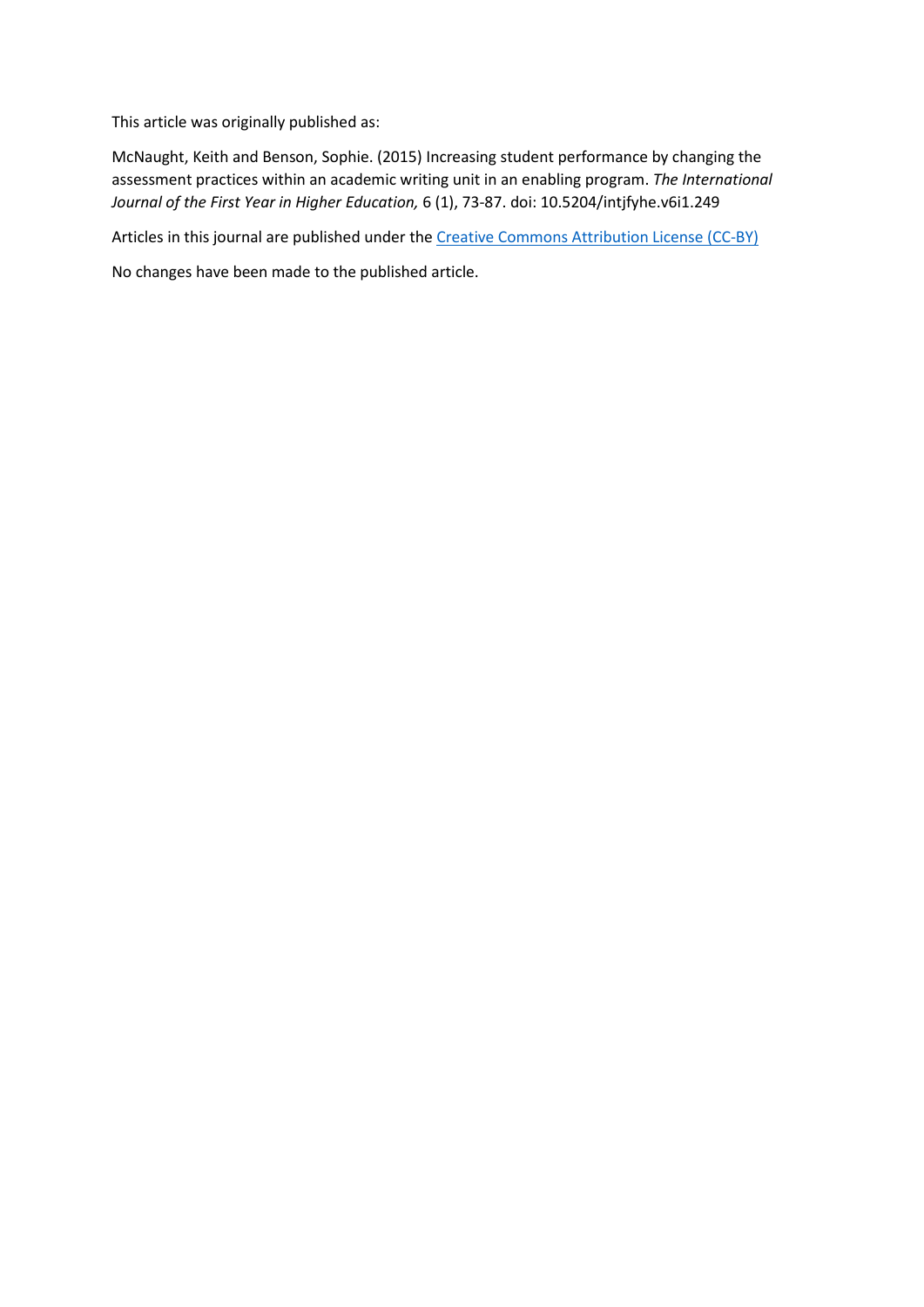This article was originally published as:

McNaught, Keith and Benson, Sophie. (2015) Increasing student performance by changing the assessment practices within an academic writing unit in an enabling program. *The International Journal of the First Year in Higher Education,* 6 (1), 73-87. doi: 10.5204/intjfyhe.v6i1.249

Articles in this journal are published under the Creative Commons Attribution License (CC-BY)

No changes have been made to the published article.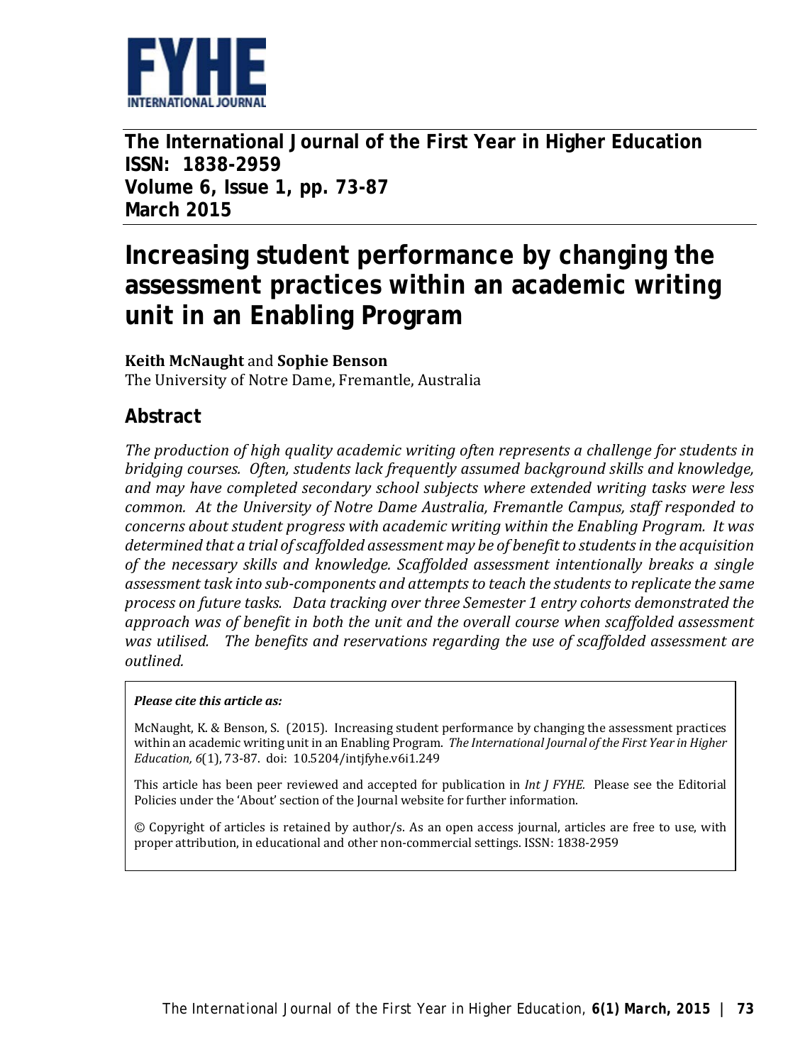# The International Journal of the First Year in Higher Education
**ISSN: 1838-2959**
**Volume 6, Issue 1, pp. 73-87**
**March 2015**

# Increasing student performance by changing the assessment practices within an academic writing unit in an Enabling Program

**Keith McNaught** and **Sophie Benson**
The University of Notre Dame, Fremantle, Australia

## Abstract

*The production of high quality academic writing often represents a challenge for students in bridging courses. Often, students lack frequently assumed background skills and knowledge, and may have completed secondary school subjects where extended writing tasks were less common. At the University of Notre Dame Australia, Fremantle Campus, staff responded to concerns about student progress with academic writing within the Enabling Program. It was determined that a trial of scaffolded assessment may be of benefit to students in the acquisition of the necessary skills and knowledge. Scaffolded assessment intentionally breaks a single assessment task into sub-components and attempts to teach the students to replicate the same process on future tasks. Data tracking over three Semester 1 entry cohorts demonstrated the approach was of benefit in both the unit and the overall course when scaffolded assessment was utilised. The benefits and reservations regarding the use of scaffolded assessment are outlined.*

***Please cite this article as:***

McNaught, K. & Benson, S. (2015). Increasing student performance by changing the assessment practices within an academic writing unit in an Enabling Program. *The International Journal of the First Year in Higher Education, 6*(1), 73-87. doi: 10.5204/intjfyhe.v6i1.249

This article has been peer reviewed and accepted for publication in *Int J FYHE.* Please see the Editorial Policies under the 'About' section of the Journal website for further information.

© Copyright of articles is retained by author/s. As an open access journal, articles are free to use, with proper attribution, in educational and other non-commercial settings. ISSN: 1838-2959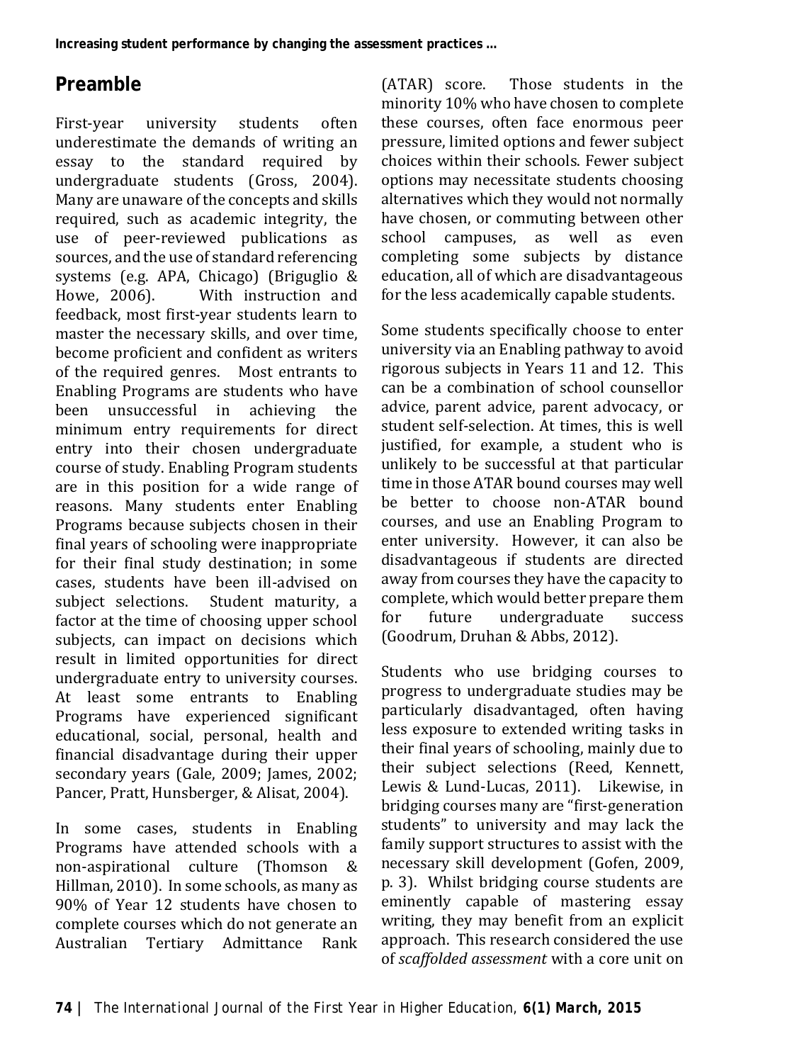## Preamble

First-year university students often underestimate the demands of writing an essay to the standard required by undergraduate students (Gross, 2004). Many are unaware of the concepts and skills required, such as academic integrity, the use of peer-reviewed publications as sources, and the use of standard referencing systems (e.g. APA, Chicago) (Briguglio & Howe, 2006). With instruction and feedback, most first-year students learn to master the necessary skills, and over time, become proficient and confident as writers of the required genres. Most entrants to Enabling Programs are students who have been unsuccessful in achieving the minimum entry requirements for direct entry into their chosen undergraduate course of study. Enabling Program students are in this position for a wide range of reasons. Many students enter Enabling Programs because subjects chosen in their final years of schooling were inappropriate for their final study destination; in some cases, students have been ill-advised on subject selections. Student maturity, a factor at the time of choosing upper school subjects, can impact on decisions which result in limited opportunities for direct undergraduate entry to university courses. At least some entrants to Enabling Programs have experienced significant educational, social, personal, health and financial disadvantage during their upper secondary years (Gale, 2009; James, 2002; Pancer, Pratt, Hunsberger, & Alisat, 2004).

In some cases, students in Enabling Programs have attended schools with a non-aspirational culture (Thomson & Hillman, 2010). In some schools, as many as 90% of Year 12 students have chosen to complete courses which do not generate an Australian Tertiary Admittance Rank (ATAR) score. Those students in the minority 10% who have chosen to complete these courses, often face enormous peer pressure, limited options and fewer subject choices within their schools. Fewer subject options may necessitate students choosing alternatives which they would not normally have chosen, or commuting between other school campuses, as well as even completing some subjects by distance education, all of which are disadvantageous for the less academically capable students.

Some students specifically choose to enter university via an Enabling pathway to avoid rigorous subjects in Years 11 and 12. This can be a combination of school counsellor advice, parent advice, parent advocacy, or student self-selection. At times, this is well justified, for example, a student who is unlikely to be successful at that particular time in those ATAR bound courses may well be better to choose non-ATAR bound courses, and use an Enabling Program to enter university. However, it can also be disadvantageous if students are directed away from courses they have the capacity to complete, which would better prepare them for future undergraduate success (Goodrum, Druhan & Abbs, 2012).

Students who use bridging courses to progress to undergraduate studies may be particularly disadvantaged, often having less exposure to extended writing tasks in their final years of schooling, mainly due to their subject selections (Reed, Kennett, Lewis & Lund-Lucas, 2011). Likewise, in bridging courses many are "first-generation students" to university and may lack the family support structures to assist with the necessary skill development (Gofen, 2009, p. 3). Whilst bridging course students are eminently capable of mastering essay writing, they may benefit from an explicit approach. This research considered the use of *scaffolded assessment* with a core unit on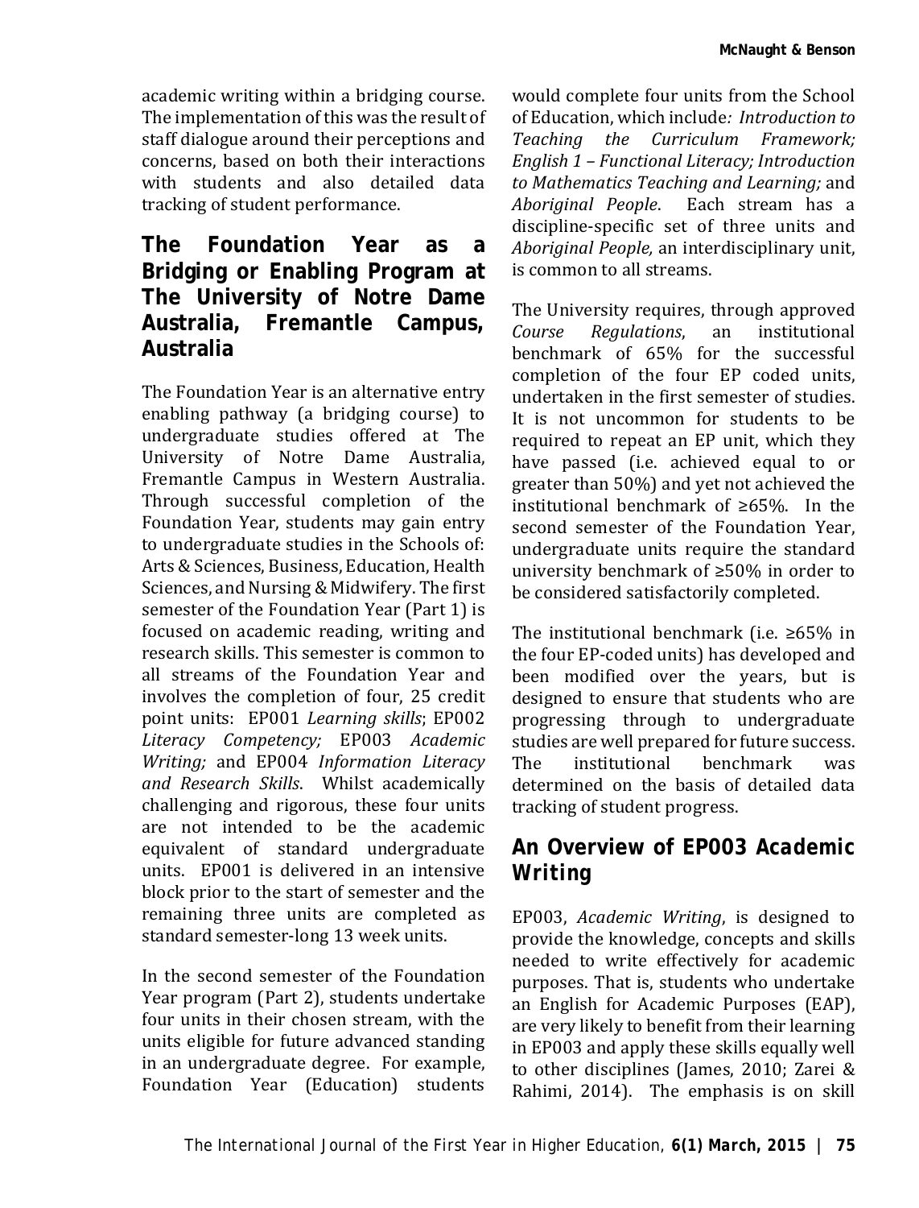academic writing within a bridging course. The implementation of this was the result of staff dialogue around their perceptions and concerns, based on both their interactions with students and also detailed data tracking of student performance.

## The Foundation Year as a Bridging or Enabling Program at The University of Notre Dame Australia, Fremantle Campus, Australia

The Foundation Year is an alternative entry enabling pathway (a bridging course) to undergraduate studies offered at The University of Notre Dame Australia, Fremantle Campus in Western Australia. Through successful completion of the Foundation Year, students may gain entry to undergraduate studies in the Schools of: Arts & Sciences, Business, Education, Health Sciences, and Nursing & Midwifery. The first semester of the Foundation Year (Part 1) is focused on academic reading, writing and research skills. This semester is common to all streams of the Foundation Year and involves the completion of four, 25 credit point units: EP001 *Learning skills*; EP002 *Literacy Competency;* EP003 *Academic Writing;* and EP004 *Information Literacy and Research Skills*. Whilst academically challenging and rigorous, these four units are not intended to be the academic equivalent of standard undergraduate units. EP001 is delivered in an intensive block prior to the start of semester and the remaining three units are completed as standard semester-long 13 week units.

In the second semester of the Foundation Year program (Part 2), students undertake four units in their chosen stream, with the units eligible for future advanced standing in an undergraduate degree. For example, Foundation Year (Education) students would complete four units from the School of Education, which include*: Introduction to Teaching the Curriculum Framework; English 1 – Functional Literacy; Introduction to Mathematics Teaching and Learning;* and *Aboriginal People*. Each stream has a discipline-specific set of three units and *Aboriginal People,* an interdisciplinary unit, is common to all streams.

The University requires, through approved *Course Regulations*, an institutional benchmark of 65% for the successful completion of the four EP coded units, undertaken in the first semester of studies. It is not uncommon for students to be required to repeat an EP unit, which they have passed (i.e. achieved equal to or greater than 50%) and yet not achieved the institutional benchmark of ≥65%. In the second semester of the Foundation Year, undergraduate units require the standard university benchmark of ≥50% in order to be considered satisfactorily completed.

The institutional benchmark (i.e. ≥65% in the four EP-coded units) has developed and been modified over the years, but is designed to ensure that students who are progressing through to undergraduate studies are well prepared for future success. The institutional benchmark was determined on the basis of detailed data tracking of student progress.

## An Overview of EP003 Academic Writing

EP003, *Academic Writing*, is designed to provide the knowledge, concepts and skills needed to write effectively for academic purposes. That is, students who undertake an English for Academic Purposes (EAP), are very likely to benefit from their learning in EP003 and apply these skills equally well to other disciplines (James, 2010; Zarei & Rahimi, 2014). The emphasis is on skill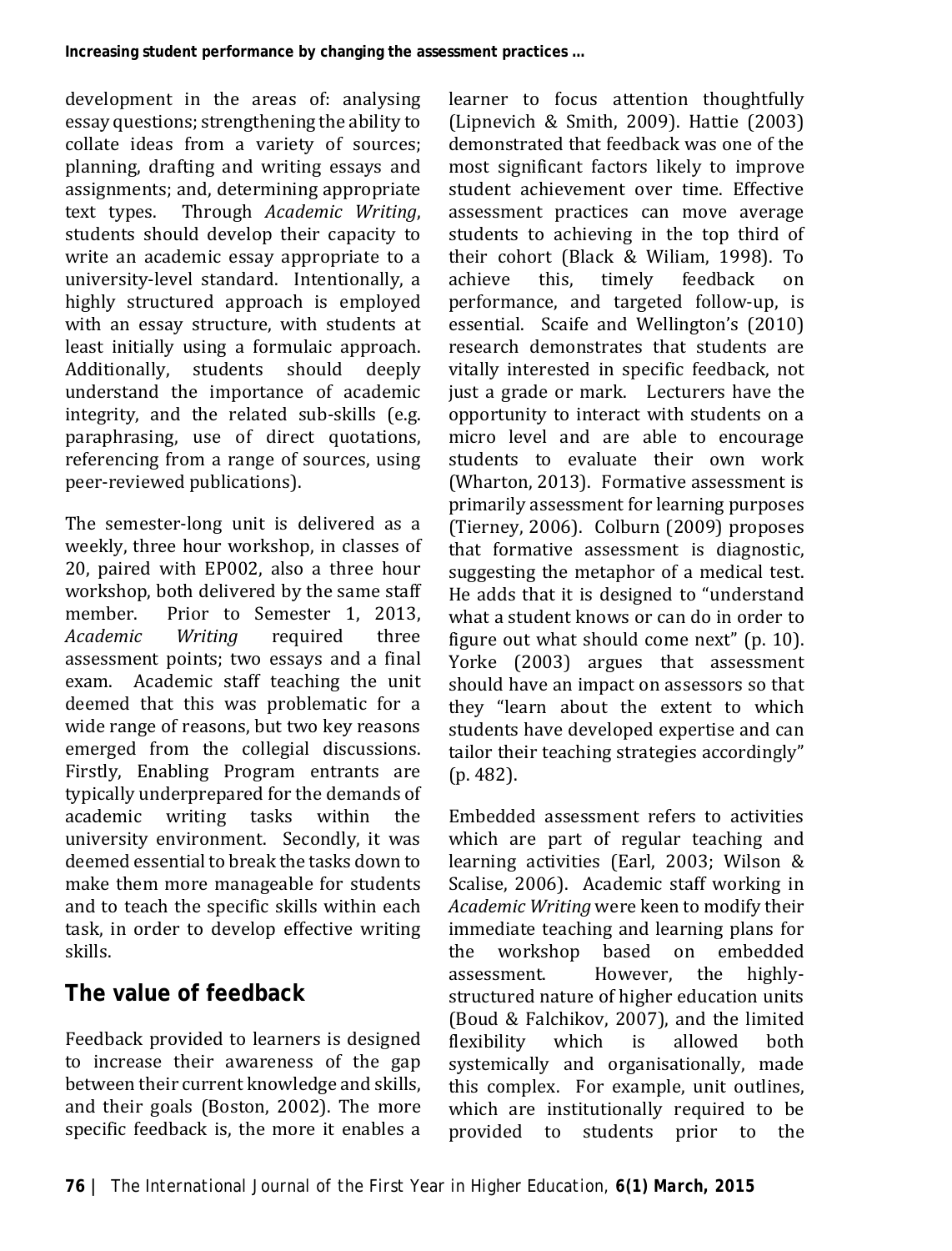development in the areas of: analysing essay questions; strengthening the ability to collate ideas from a variety of sources; planning, drafting and writing essays and assignments; and, determining appropriate text types. Through *Academic Writing*, students should develop their capacity to write an academic essay appropriate to a university-level standard. Intentionally, a highly structured approach is employed with an essay structure, with students at least initially using a formulaic approach. Additionally, students should deeply understand the importance of academic integrity, and the related sub-skills (e.g. paraphrasing, use of direct quotations, referencing from a range of sources, using peer-reviewed publications).

The semester-long unit is delivered as a weekly, three hour workshop, in classes of 20, paired with EP002, also a three hour workshop, both delivered by the same staff member. Prior to Semester 1, 2013, *Academic Writing* required three assessment points; two essays and a final exam. Academic staff teaching the unit deemed that this was problematic for a wide range of reasons, but two key reasons emerged from the collegial discussions. Firstly, Enabling Program entrants are typically underprepared for the demands of academic writing tasks within the university environment. Secondly, it was deemed essential to break the tasks down to make them more manageable for students and to teach the specific skills within each task, in order to develop effective writing skills.

## The value of feedback

Feedback provided to learners is designed to increase their awareness of the gap between their current knowledge and skills, and their goals (Boston, 2002). The more specific feedback is, the more it enables a learner to focus attention thoughtfully (Lipnevich & Smith, 2009). Hattie (2003) demonstrated that feedback was one of the most significant factors likely to improve student achievement over time. Effective assessment practices can move average students to achieving in the top third of their cohort (Black & Wiliam, 1998). To achieve this, timely feedback on performance, and targeted follow-up, is essential. Scaife and Wellington's (2010) research demonstrates that students are vitally interested in specific feedback, not just a grade or mark. Lecturers have the opportunity to interact with students on a micro level and are able to encourage students to evaluate their own work (Wharton, 2013). Formative assessment is primarily assessment for learning purposes (Tierney, 2006). Colburn (2009) proposes that formative assessment is diagnostic, suggesting the metaphor of a medical test. He adds that it is designed to "understand what a student knows or can do in order to figure out what should come next" (p. 10). Yorke (2003) argues that assessment should have an impact on assessors so that they "learn about the extent to which students have developed expertise and can tailor their teaching strategies accordingly" (p. 482).

Embedded assessment refers to activities which are part of regular teaching and learning activities (Earl, 2003; Wilson & Scalise, 2006). Academic staff working in *Academic Writing* were keen to modify their immediate teaching and learning plans for the workshop based on embedded assessment. However, the highly-structured nature of higher education units (Boud & Falchikov, 2007), and the limited flexibility which is allowed both systemically and organisationally, made this complex. For example, unit outlines, which are institutionally required to be provided to students prior to the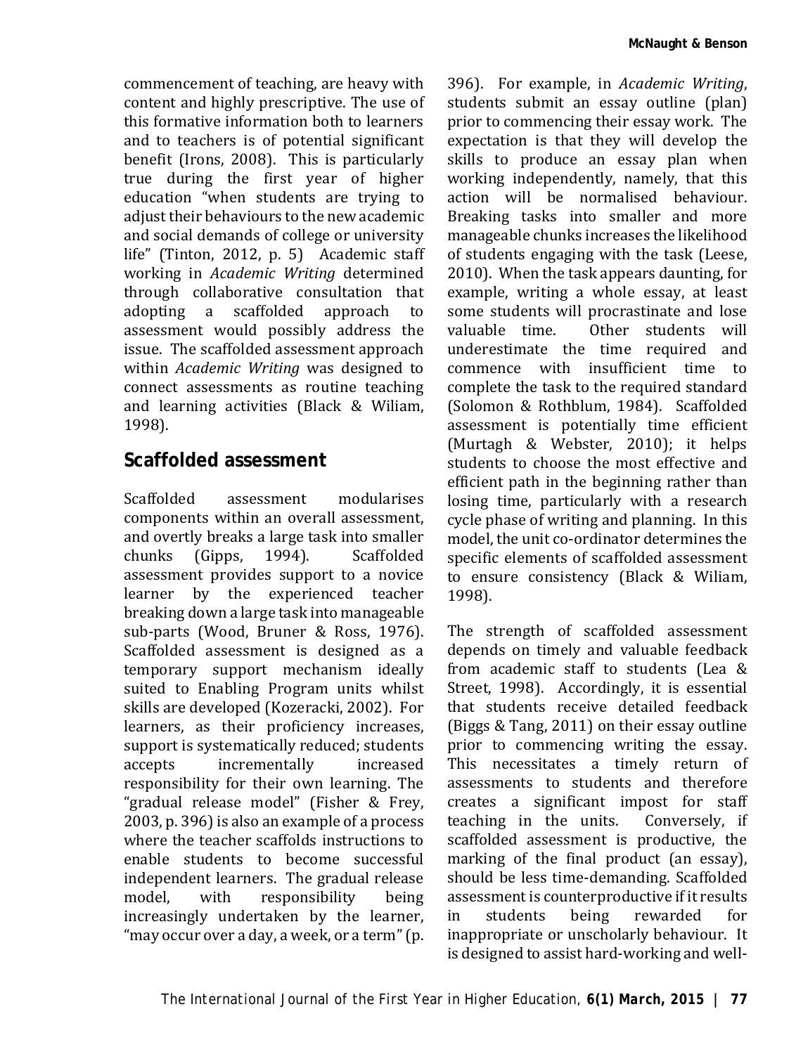commencement of teaching, are heavy with content and highly prescriptive. The use of this formative information both to learners and to teachers is of potential significant benefit (Irons, 2008). This is particularly true during the first year of higher education "when students are trying to adjust their behaviours to the new academic and social demands of college or university life" (Tinton, 2012, p. 5) Academic staff working in *Academic Writing* determined through collaborative consultation that adopting a scaffolded approach to assessment would possibly address the issue. The scaffolded assessment approach within *Academic Writing* was designed to connect assessments as routine teaching and learning activities (Black & Wiliam, 1998).

## Scaffolded assessment

Scaffolded assessment modularises components within an overall assessment, and overtly breaks a large task into smaller chunks (Gipps, 1994). Scaffolded assessment provides support to a novice learner by the experienced teacher breaking down a large task into manageable sub-parts (Wood, Bruner & Ross, 1976). Scaffolded assessment is designed as a temporary support mechanism ideally suited to Enabling Program units whilst skills are developed (Kozeracki, 2002). For learners, as their proficiency increases, support is systematically reduced; students accepts incrementally increased responsibility for their own learning. The "gradual release model" (Fisher & Frey, 2003, p. 396) is also an example of a process where the teacher scaffolds instructions to enable students to become successful independent learners. The gradual release model, with responsibility being increasingly undertaken by the learner, "may occur over a day, a week, or a term" (p. 396). For example, in *Academic Writing*, students submit an essay outline (plan) prior to commencing their essay work. The expectation is that they will develop the skills to produce an essay plan when working independently, namely, that this action will be normalised behaviour. Breaking tasks into smaller and more manageable chunks increases the likelihood of students engaging with the task (Leese, 2010). When the task appears daunting, for example, writing a whole essay, at least some students will procrastinate and lose valuable time. Other students will underestimate the time required and commence with insufficient time to complete the task to the required standard (Solomon & Rothblum, 1984). Scaffolded assessment is potentially time efficient (Murtagh & Webster, 2010); it helps students to choose the most effective and efficient path in the beginning rather than losing time, particularly with a research cycle phase of writing and planning. In this model, the unit co-ordinator determines the specific elements of scaffolded assessment to ensure consistency (Black & Wiliam, 1998).

The strength of scaffolded assessment depends on timely and valuable feedback from academic staff to students (Lea & Street, 1998). Accordingly, it is essential that students receive detailed feedback (Biggs & Tang, 2011) on their essay outline prior to commencing writing the essay. This necessitates a timely return of assessments to students and therefore creates a significant impost for staff teaching in the units. Conversely, if scaffolded assessment is productive, the marking of the final product (an essay), should be less time-demanding. Scaffolded assessment is counterproductive if it results in students being rewarded for inappropriate or unscholarly behaviour. It is designed to assist hard-working and well-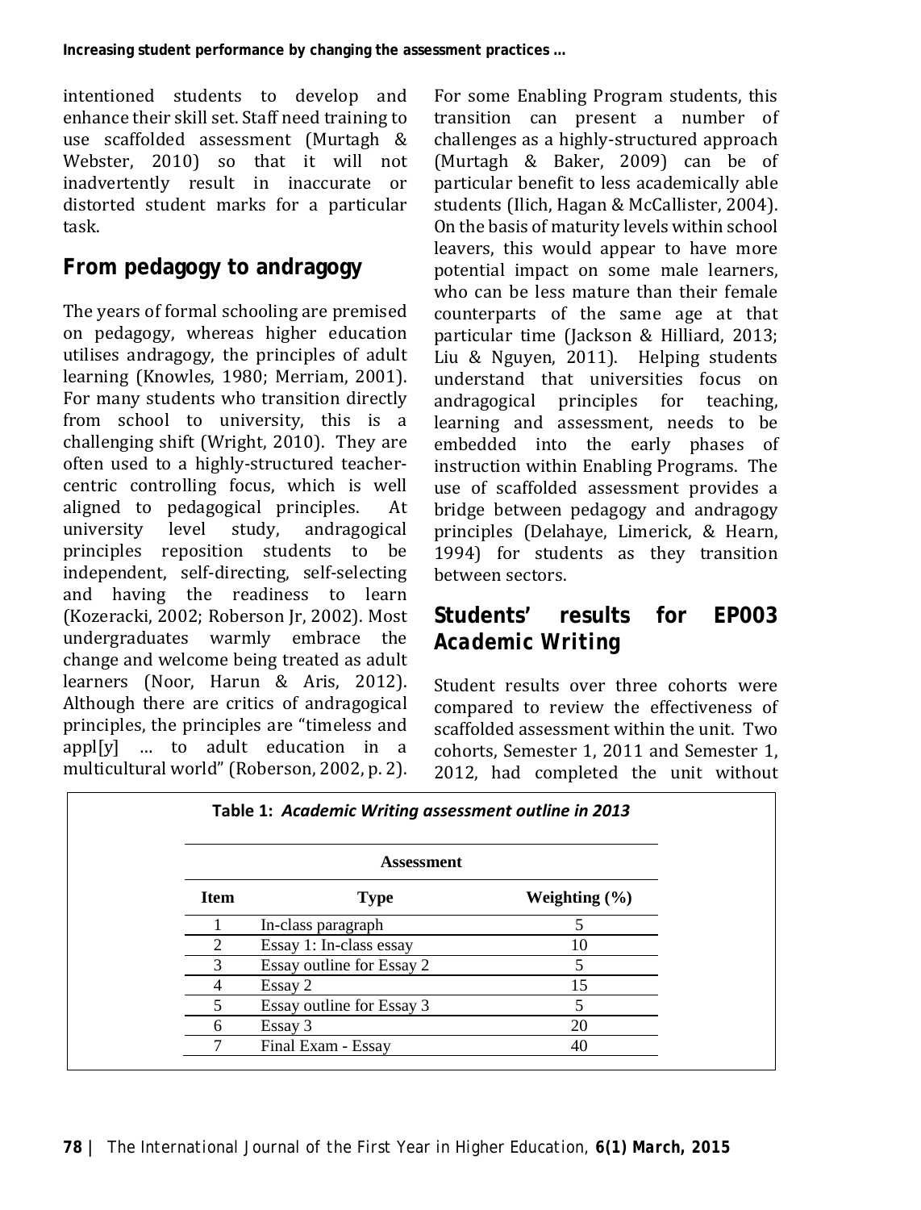intentioned students to develop and enhance their skill set. Staff need training to use scaffolded assessment (Murtagh & Webster, 2010) so that it will not inadvertently result in inaccurate or distorted student marks for a particular task.

## From pedagogy to andragogy

The years of formal schooling are premised on pedagogy, whereas higher education utilises andragogy, the principles of adult learning (Knowles, 1980; Merriam, 2001). For many students who transition directly from school to university, this is a challenging shift (Wright, 2010). They are often used to a highly-structured teacher-centric controlling focus, which is well aligned to pedagogical principles. At university level study, andragogical principles reposition students to be independent, self-directing, self-selecting and having the readiness to learn (Kozeracki, 2002; Roberson Jr, 2002). Most undergraduates warmly embrace the change and welcome being treated as adult learners (Noor, Harun & Aris, 2012). Although there are critics of andragogical principles, the principles are "timeless and appl[y] ... to adult education in a multicultural world" (Roberson, 2002, p. 2).

For some Enabling Program students, this transition can present a number of challenges as a highly-structured approach (Murtagh & Baker, 2009) can be of particular benefit to less academically able students (Ilich, Hagan & McCallister, 2004). On the basis of maturity levels within school leavers, this would appear to have more potential impact on some male learners, who can be less mature than their female counterparts of the same age at that particular time (Jackson & Hilliard, 2013; Liu & Nguyen, 2011). Helping students understand that universities focus on andragogical principles for teaching, learning and assessment, needs to be embedded into the early phases of instruction within Enabling Programs. The use of scaffolded assessment provides a bridge between pedagogy and andragogy principles (Delahaye, Limerick, & Hearn, 1994) for students as they transition between sectors.

## Students' results for EP003 *Academic Writing*

Student results over three cohorts were compared to review the effectiveness of scaffolded assessment within the unit. Two cohorts, Semester 1, 2011 and Semester 1, 2012, had completed the unit without

**Table 1:** ***Academic Writing assessment outline in 2013***

| Assessment | | |
|---|---|---|
| **Item** | **Type** | **Weighting (%)** |
| 1 | In-class paragraph | 5 |
| 2 | Essay 1: In-class essay | 10 |
| 3 | Essay outline for Essay 2 | 5 |
| 4 | Essay 2 | 15 |
| 5 | Essay outline for Essay 3 | 5 |
| 6 | Essay 3 | 20 |
| 7 | Final Exam - Essay | 40 |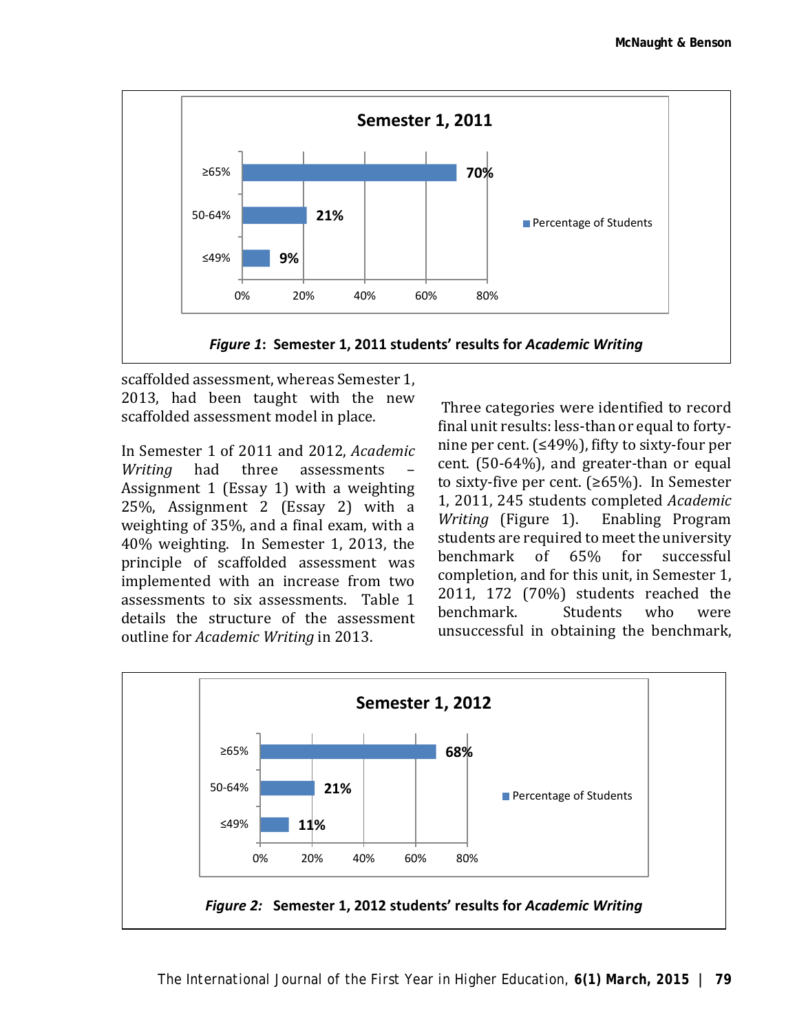**Semester 1, 2011**

| | Percentage of Students |
|---|---|
| ≥65% | 70% |
| 50-64% | 21% |
| ≤49% | 9% |

***Figure 1*: Semester 1, 2011 students' results for *Academic Writing***

scaffolded assessment, whereas Semester 1, 2013, had been taught with the new scaffolded assessment model in place.

In Semester 1 of 2011 and 2012, *Academic Writing* had three assessments – Assignment 1 (Essay 1) with a weighting 25%, Assignment 2 (Essay 2) with a weighting of 35%, and a final exam, with a 40% weighting. In Semester 1, 2013, the principle of scaffolded assessment was implemented with an increase from two assessments to six assessments. Table 1 details the structure of the assessment outline for *Academic Writing* in 2013.

Three categories were identified to record final unit results: less-than or equal to forty-nine per cent. (≤49%), fifty to sixty-four per cent. (50-64%), and greater-than or equal to sixty-five per cent. (≥65%). In Semester 1, 2011, 245 students completed *Academic Writing* (Figure 1). Enabling Program students are required to meet the university benchmark of 65% for successful completion, and for this unit, in Semester 1, 2011, 172 (70%) students reached the benchmark. Students who were unsuccessful in obtaining the benchmark,

**Semester 1, 2012**

| | Percentage of Students |
|---|---|
| ≥65% | 68% |
| 50-64% | 21% |
| ≤49% | 11% |

***Figure 2:* Semester 1, 2012 students' results for *Academic Writing***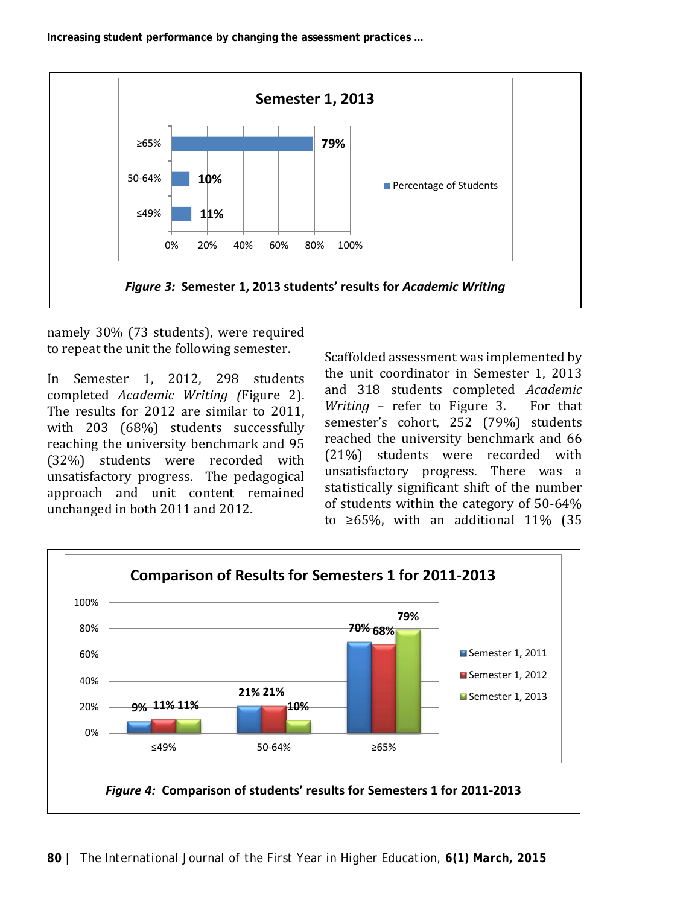**Figure 3: Semester 1, 2013 students' results for *Academic Writing***

namely 30% (73 students), were required to repeat the unit the following semester.

In Semester 1, 2012, 298 students completed *Academic Writing* (Figure 2). The results for 2012 are similar to 2011, with 203 (68%) students successfully reaching the university benchmark and 95 (32%) students were recorded with unsatisfactory progress. The pedagogical approach and unit content remained unchanged in both 2011 and 2012.

Scaffolded assessment was implemented by the unit coordinator in Semester 1, 2013 and 318 students completed *Academic Writing* – refer to Figure 3. For that semester's cohort, 252 (79%) students reached the university benchmark and 66 (21%) students were recorded with unsatisfactory progress. There was a statistically significant shift of the number of students within the category of 50-64% to ≥65%, with an additional 11% (35

**Figure 4: Comparison of students' results for Semesters 1 for 2011-2013**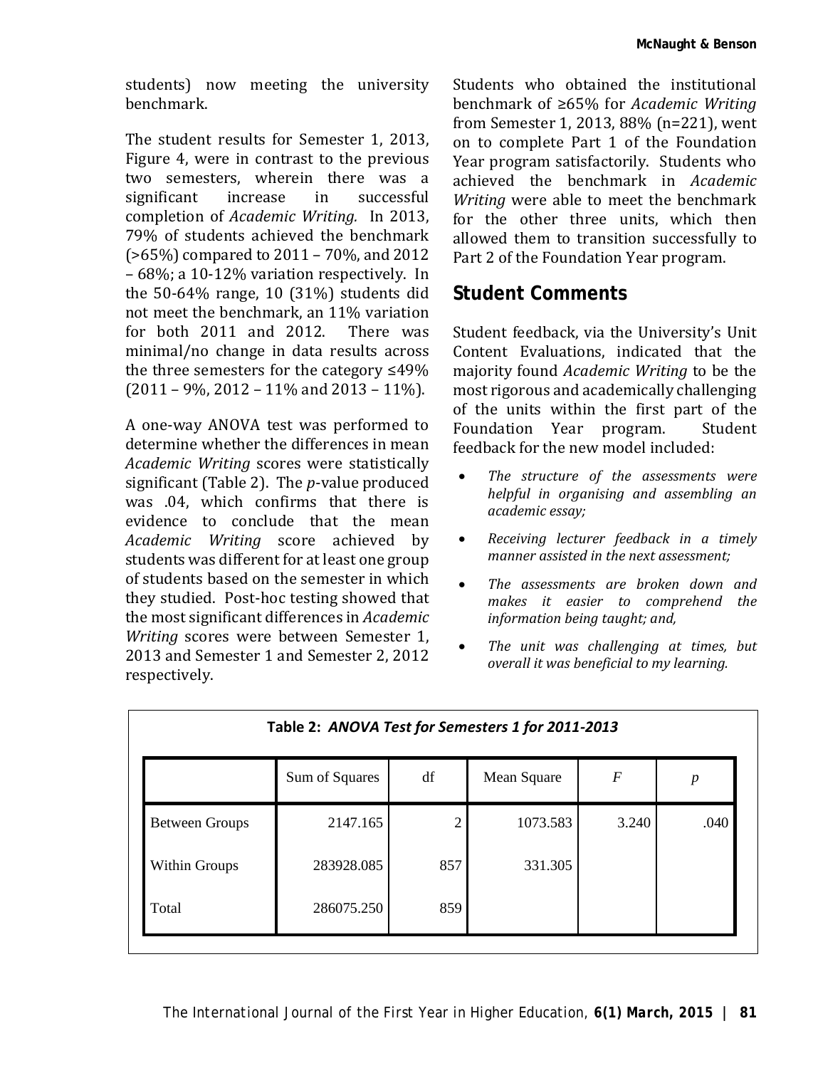students) now meeting the university benchmark.

The student results for Semester 1, 2013, Figure 4, were in contrast to the previous two semesters, wherein there was a significant increase in successful completion of *Academic Writing.* In 2013, 79% of students achieved the benchmark (>65%) compared to 2011 – 70%, and 2012 – 68%; a 10-12% variation respectively. In the 50-64% range, 10 (31%) students did not meet the benchmark, an 11% variation for both 2011 and 2012. There was minimal/no change in data results across the three semesters for the category ≤49% (2011 – 9%, 2012 – 11% and 2013 – 11%).

A one-way ANOVA test was performed to determine whether the differences in mean *Academic Writing* scores were statistically significant (Table 2). The *p*-value produced was .04, which confirms that there is evidence to conclude that the mean *Academic Writing* score achieved by students was different for at least one group of students based on the semester in which they studied. Post-hoc testing showed that the most significant differences in *Academic Writing* scores were between Semester 1, 2013 and Semester 1 and Semester 2, 2012 respectively.

Students who obtained the institutional benchmark of ≥65% for *Academic Writing* from Semester 1, 2013, 88% (n=221), went on to complete Part 1 of the Foundation Year program satisfactorily. Students who achieved the benchmark in *Academic Writing* were able to meet the benchmark for the other three units, which then allowed them to transition successfully to Part 2 of the Foundation Year program.

## Student Comments

Student feedback, via the University's Unit Content Evaluations, indicated that the majority found *Academic Writing* to be the most rigorous and academically challenging of the units within the first part of the Foundation Year program. Student feedback for the new model included:

- *The structure of the assessments were helpful in organising and assembling an academic essay;*
- *Receiving lecturer feedback in a timely manner assisted in the next assessment;*
- *The assessments are broken down and makes it easier to comprehend the information being taught; and,*
- *The unit was challenging at times, but overall it was beneficial to my learning.*

**Table 2: *ANOVA Test for Semesters 1 for 2011-2013***

| | Sum of Squares | df | Mean Square | *F* | *p* |
|---|---|---|---|---|---|
| Between Groups | 2147.165 | 2 | 1073.583 | 3.240 | .040 |
| Within Groups | 283928.085 | 857 | 331.305 | | |
| Total | 286075.250 | 859 | | | |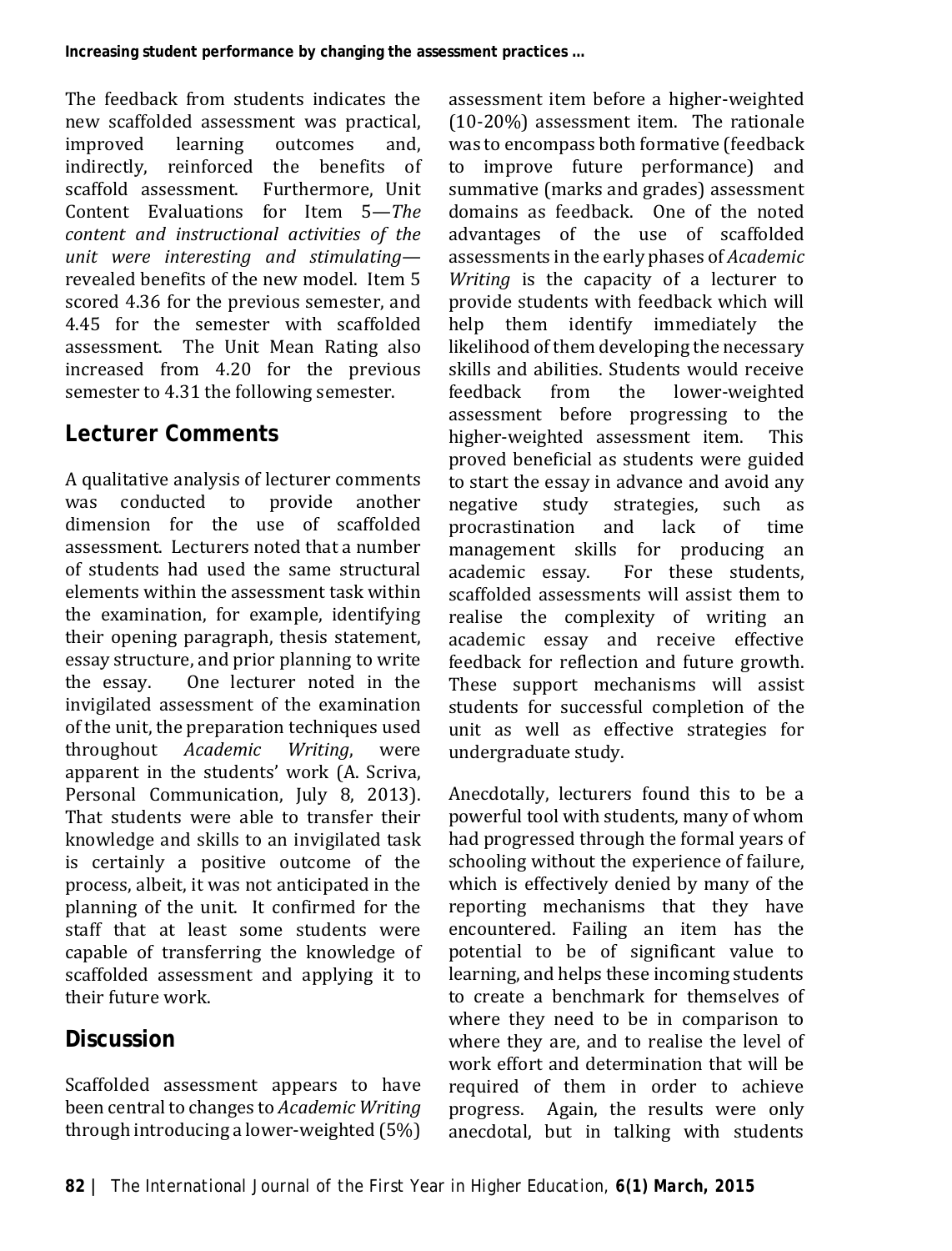The feedback from students indicates the new scaffolded assessment was practical, improved learning outcomes and, indirectly, reinforced the benefits of scaffold assessment. Furthermore, Unit Content Evaluations for Item 5—*The content and instructional activities of the unit were interesting and stimulating*—revealed benefits of the new model. Item 5 scored 4.36 for the previous semester, and 4.45 for the semester with scaffolded assessment. The Unit Mean Rating also increased from 4.20 for the previous semester to 4.31 the following semester.

## Lecturer Comments

A qualitative analysis of lecturer comments was conducted to provide another dimension for the use of scaffolded assessment. Lecturers noted that a number of students had used the same structural elements within the assessment task within the examination, for example, identifying their opening paragraph, thesis statement, essay structure, and prior planning to write the essay. One lecturer noted in the invigilated assessment of the examination of the unit, the preparation techniques used throughout *Academic Writing*, were apparent in the students' work (A. Scriva, Personal Communication, July 8, 2013). That students were able to transfer their knowledge and skills to an invigilated task is certainly a positive outcome of the process, albeit, it was not anticipated in the planning of the unit. It confirmed for the staff that at least some students were capable of transferring the knowledge of scaffolded assessment and applying it to their future work.

## Discussion

Scaffolded assessment appears to have been central to changes to *Academic Writing* through introducing a lower-weighted (5%) assessment item before a higher-weighted (10-20%) assessment item. The rationale was to encompass both formative (feedback to improve future performance) and summative (marks and grades) assessment domains as feedback. One of the noted advantages of the use of scaffolded assessments in the early phases of *Academic Writing* is the capacity of a lecturer to provide students with feedback which will help them identify immediately the likelihood of them developing the necessary skills and abilities. Students would receive feedback from the lower-weighted assessment before progressing to the higher-weighted assessment item. This proved beneficial as students were guided to start the essay in advance and avoid any negative study strategies, such as procrastination and lack of time management skills for producing an academic essay. For these students, scaffolded assessments will assist them to realise the complexity of writing an academic essay and receive effective feedback for reflection and future growth. These support mechanisms will assist students for successful completion of the unit as well as effective strategies for undergraduate study.

Anecdotally, lecturers found this to be a powerful tool with students, many of whom had progressed through the formal years of schooling without the experience of failure, which is effectively denied by many of the reporting mechanisms that they have encountered. Failing an item has the potential to be of significant value to learning, and helps these incoming students to create a benchmark for themselves of where they need to be in comparison to where they are, and to realise the level of work effort and determination that will be required of them in order to achieve progress. Again, the results were only anecdotal, but in talking with students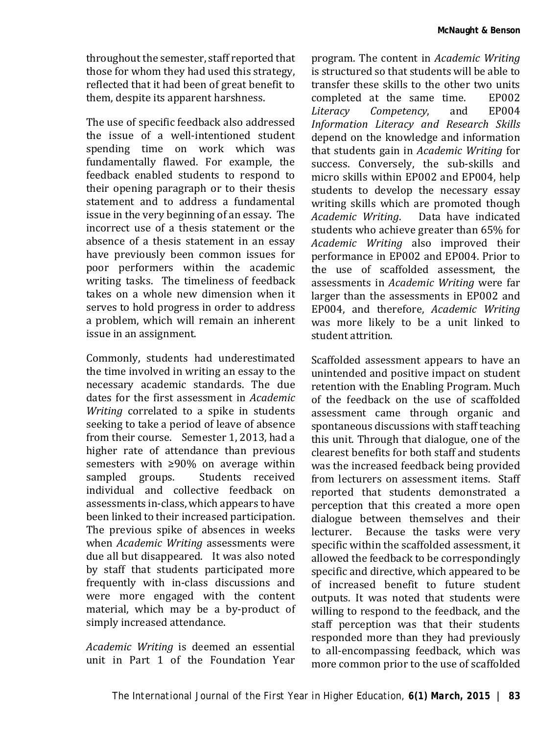throughout the semester, staff reported that those for whom they had used this strategy, reflected that it had been of great benefit to them, despite its apparent harshness.

The use of specific feedback also addressed the issue of a well-intentioned student spending time on work which was fundamentally flawed. For example, the feedback enabled students to respond to their opening paragraph or to their thesis statement and to address a fundamental issue in the very beginning of an essay. The incorrect use of a thesis statement or the absence of a thesis statement in an essay have previously been common issues for poor performers within the academic writing tasks. The timeliness of feedback takes on a whole new dimension when it serves to hold progress in order to address a problem, which will remain an inherent issue in an assignment.

Commonly, students had underestimated the time involved in writing an essay to the necessary academic standards. The due dates for the first assessment in *Academic Writing* correlated to a spike in students seeking to take a period of leave of absence from their course. Semester 1, 2013, had a higher rate of attendance than previous semesters with ≥90% on average within sampled groups. Students received individual and collective feedback on assessments in-class, which appears to have been linked to their increased participation. The previous spike of absences in weeks when *Academic Writing* assessments were due all but disappeared. It was also noted by staff that students participated more frequently with in-class discussions and were more engaged with the content material, which may be a by-product of simply increased attendance.

*Academic Writing* is deemed an essential unit in Part 1 of the Foundation Year program. The content in *Academic Writing* is structured so that students will be able to transfer these skills to the other two units completed at the same time. EP002 *Literacy Competency*, and EP004 *Information Literacy and Research Skills* depend on the knowledge and information that students gain in *Academic Writing* for success. Conversely, the sub-skills and micro skills within EP002 and EP004, help students to develop the necessary essay writing skills which are promoted though *Academic Writing*. Data have indicated students who achieve greater than 65% for *Academic Writing* also improved their performance in EP002 and EP004. Prior to the use of scaffolded assessment, the assessments in *Academic Writing* were far larger than the assessments in EP002 and EP004, and therefore, *Academic Writing* was more likely to be a unit linked to student attrition.

Scaffolded assessment appears to have an unintended and positive impact on student retention with the Enabling Program. Much of the feedback on the use of scaffolded assessment came through organic and spontaneous discussions with staff teaching this unit. Through that dialogue, one of the clearest benefits for both staff and students was the increased feedback being provided from lecturers on assessment items. Staff reported that students demonstrated a perception that this created a more open dialogue between themselves and their lecturer. Because the tasks were very specific within the scaffolded assessment, it allowed the feedback to be correspondingly specific and directive, which appeared to be of increased benefit to future student outputs. It was noted that students were willing to respond to the feedback, and the staff perception was that their students responded more than they had previously to all-encompassing feedback, which was more common prior to the use of scaffolded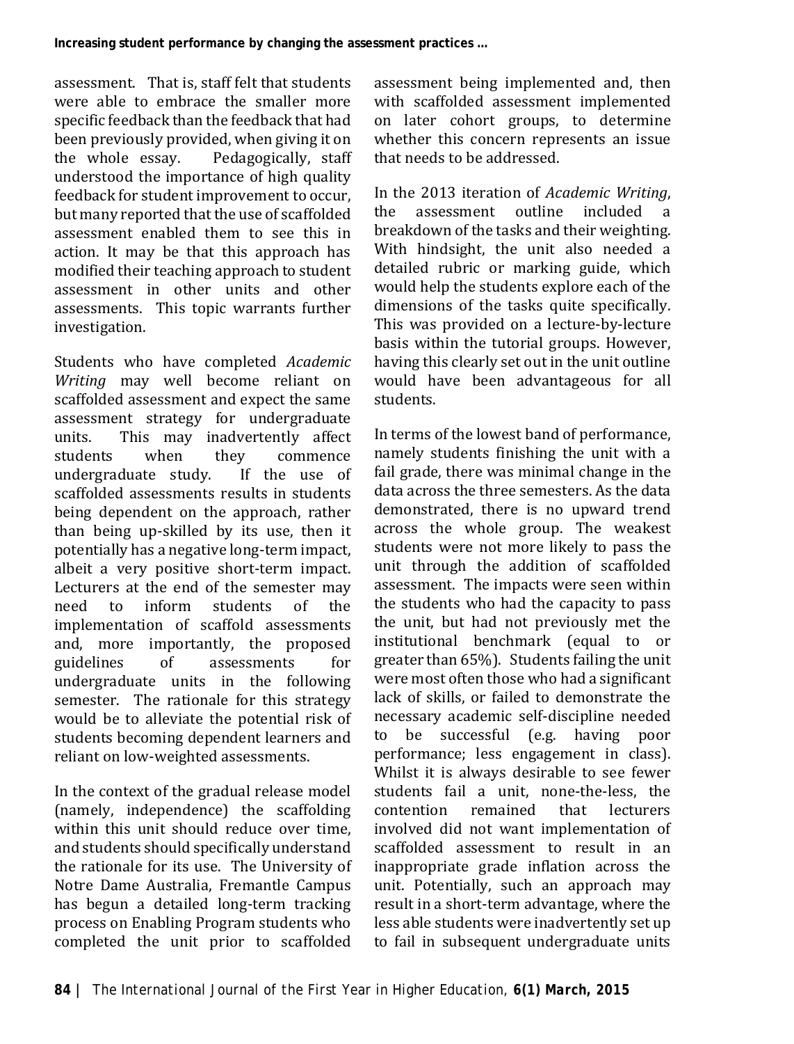assessment. That is, staff felt that students were able to embrace the smaller more specific feedback than the feedback that had been previously provided, when giving it on the whole essay. Pedagogically, staff understood the importance of high quality feedback for student improvement to occur, but many reported that the use of scaffolded assessment enabled them to see this in action. It may be that this approach has modified their teaching approach to student assessment in other units and other assessments. This topic warrants further investigation.

Students who have completed *Academic Writing* may well become reliant on scaffolded assessment and expect the same assessment strategy for undergraduate units. This may inadvertently affect students when they commence undergraduate study. If the use of scaffolded assessments results in students being dependent on the approach, rather than being up-skilled by its use, then it potentially has a negative long-term impact, albeit a very positive short-term impact. Lecturers at the end of the semester may need to inform students of the implementation of scaffold assessments and, more importantly, the proposed guidelines of assessments for undergraduate units in the following semester. The rationale for this strategy would be to alleviate the potential risk of students becoming dependent learners and reliant on low-weighted assessments.

In the context of the gradual release model (namely, independence) the scaffolding within this unit should reduce over time, and students should specifically understand the rationale for its use. The University of Notre Dame Australia, Fremantle Campus has begun a detailed long-term tracking process on Enabling Program students who completed the unit prior to scaffolded assessment being implemented and, then with scaffolded assessment implemented on later cohort groups, to determine whether this concern represents an issue that needs to be addressed.

In the 2013 iteration of *Academic Writing*, the assessment outline included a breakdown of the tasks and their weighting. With hindsight, the unit also needed a detailed rubric or marking guide, which would help the students explore each of the dimensions of the tasks quite specifically. This was provided on a lecture-by-lecture basis within the tutorial groups. However, having this clearly set out in the unit outline would have been advantageous for all students.

In terms of the lowest band of performance, namely students finishing the unit with a fail grade, there was minimal change in the data across the three semesters. As the data demonstrated, there is no upward trend across the whole group. The weakest students were not more likely to pass the unit through the addition of scaffolded assessment. The impacts were seen within the students who had the capacity to pass the unit, but had not previously met the institutional benchmark (equal to or greater than 65%). Students failing the unit were most often those who had a significant lack of skills, or failed to demonstrate the necessary academic self-discipline needed to be successful (e.g. having poor performance; less engagement in class). Whilst it is always desirable to see fewer students fail a unit, none-the-less, the contention remained that lecturers involved did not want implementation of scaffolded assessment to result in an inappropriate grade inflation across the unit. Potentially, such an approach may result in a short-term advantage, where the less able students were inadvertently set up to fail in subsequent undergraduate units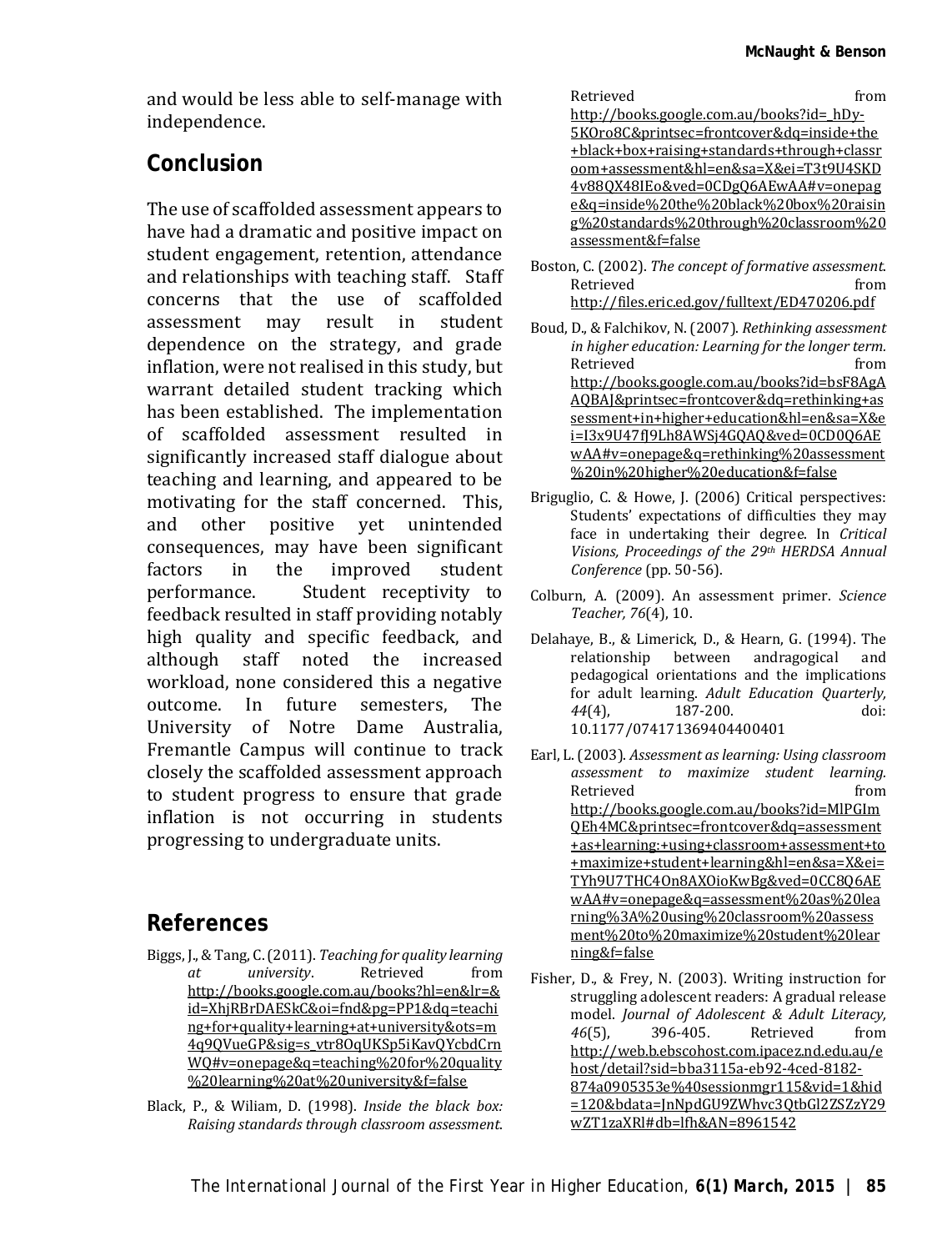and would be less able to self-manage with independence.

## Conclusion

The use of scaffolded assessment appears to have had a dramatic and positive impact on student engagement, retention, attendance and relationships with teaching staff. Staff concerns that the use of scaffolded assessment may result in student dependence on the strategy, and grade inflation, were not realised in this study, but warrant detailed student tracking which has been established. The implementation of scaffolded assessment resulted in significantly increased staff dialogue about teaching and learning, and appeared to be motivating for the staff concerned. This, and other positive yet unintended consequences, may have been significant factors in the improved student performance. Student receptivity to feedback resulted in staff providing notably high quality and specific feedback, and although staff noted the increased workload, none considered this a negative outcome. In future semesters, The University of Notre Dame Australia, Fremantle Campus will continue to track closely the scaffolded assessment approach to student progress to ensure that grade inflation is not occurring in students progressing to undergraduate units.

## References

Biggs, J., & Tang, C. (2011). *Teaching for quality learning at university*. Retrieved from http://books.google.com.au/books?hl=en&lr=&id=XhjRBrDAESkC&oi=fnd&pg=PP1&dq=teaching+for+quality+learning+at+university&ots=m4q9QVueGP&sig=s_vtr8OqUKSp5iKavQYcbdCrnWQ#v=onepage&q=teaching%20for%20quality%20learning%20at%20university&f=false

Black, P., & Wiliam, D. (1998). *Inside the black box: Raising standards through classroom assessment*. Retrieved from http://books.google.com.au/books?id=_hDy-5KOro8C&printsec=frontcover&dq=inside+the+black+box+raising+standards+through+classroom+assessment&hl=en&sa=X&ei=T3t9U4SKD4v88QX48IEo&ved=0CDgQ6AEwAA#v=onepage&q=inside%20the%20black%20box%20raising%20standards%20through%20classroom%20assessment&f=false

Boston, C. (2002). *The concept of formative assessment*. Retrieved from http://files.eric.ed.gov/fulltext/ED470206.pdf

Boud, D., & Falchikov, N. (2007). *Rethinking assessment in higher education: Learning for the longer term*. Retrieved from http://books.google.com.au/books?id=bsF8AgAAQBAJ&printsec=frontcover&dq=rethinking+assessment+in+higher+education&hl=en&sa=X&ei=I3x9U47fJ9Lh8AWSj4GQAQ&ved=0CD0Q6AEwAA#v=onepage&q=rethinking%20assessment%20in%20higher%20education&f=false

Briguglio, C. & Howe, J. (2006) Critical perspectives: Students' expectations of difficulties they may face in undertaking their degree. In *Critical Visions, Proceedings of the 29th HERDSA Annual Conference* (pp. 50-56).

Colburn, A. (2009). An assessment primer. *Science Teacher, 76*(4), 10.

Delahaye, B., & Limerick, D., & Hearn, G. (1994). The relationship between andragogical and pedagogical orientations and the implications for adult learning. *Adult Education Quarterly, 44*(4), 187-200. doi: 10.1177/074171369404400401

Earl, L. (2003). *Assessment as learning: Using classroom assessment to maximize student learning.* Retrieved from http://books.google.com.au/books?id=MlPGImQEh4MC&printsec=frontcover&dq=assessment+as+learning:+using+classroom+assessment+to+maximize+student+learning&hl=en&sa=X&ei=TYh9U7THC4On8AXOioKwBg&ved=0CC8Q6AEwAA#v=onepage&q=assessment%20as%20learning%3A%20using%20classroom%20assessment%20to%20maximize%20student%20learning&f=false

Fisher, D., & Frey, N. (2003). Writing instruction for struggling adolescent readers: A gradual release model. *Journal of Adolescent & Adult Literacy, 46*(5), 396-405. Retrieved from http://web.b.ebscohost.com.ipacez.nd.edu.au/ehost/detail?sid=bba3115a-eb92-4ced-8182-874a0905353e%40sessionmgr115&vid=1&hid=120&bdata=JnNpdGU9ZWhvc3QtbGl2ZSZzY29wZT1zaXRl#db=lfh&AN=8961542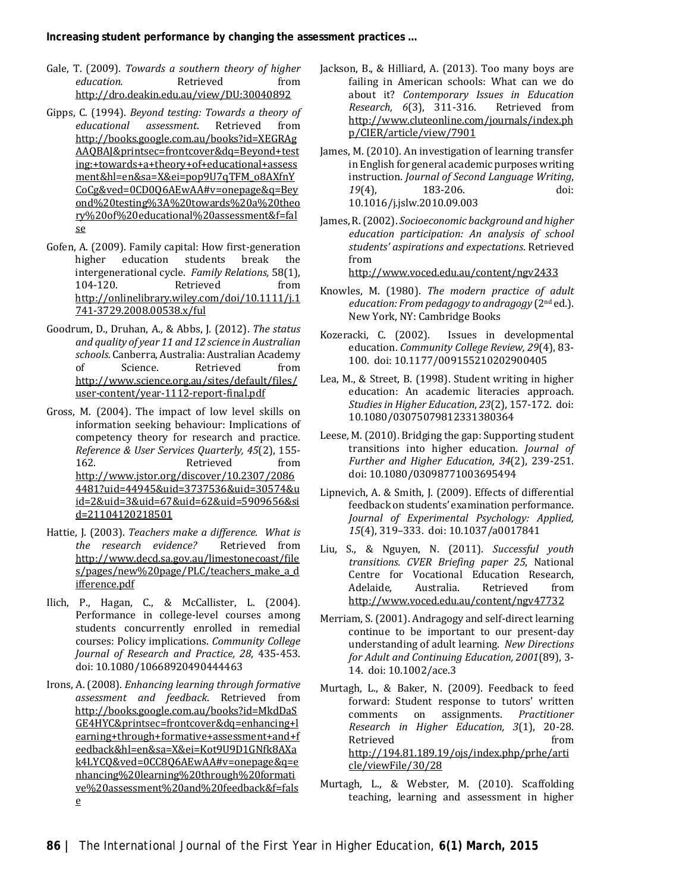Gale, T. (2009). *Towards a southern theory of higher education.* Retrieved from http://dro.deakin.edu.au/view/DU:30040892

Gipps, C. (1994). *Beyond testing: Towards a theory of educational assessment*. Retrieved from http://books.google.com.au/books?id=XEGRAgAAQBAJ&printsec=frontcover&dq=Beyond+testing:+towards+a+theory+of+educational+assessment&hl=en&sa=X&ei=pop9U7qTFM_o8AXfnYCoCg&ved=0CD0Q6AEwAA#v=onepage&q=Beyond%20testing%3A%20towards%20a%20theory%20of%20educational%20assessment&f=false

Gofen, A. (2009). Family capital: How first-generation higher education students break the intergenerational cycle. *Family Relations,* 58(1), 104-120. Retrieved from http://onlinelibrary.wiley.com/doi/10.1111/j.1741-3729.2008.00538.x/ful

Goodrum, D., Druhan, A., & Abbs, J. (2012). *The status and quality of year 11 and 12 science in Australian schools.* Canberra, Australia: Australian Academy of Science. Retrieved from http://www.science.org.au/sites/default/files/user-content/year-1112-report-final.pdf

Gross, M. (2004). The impact of low level skills on information seeking behaviour: Implications of competency theory for research and practice. *Reference & User Services Quarterly, 45*(2), 155-162. Retrieved from http://www.jstor.org/discover/10.2307/20864481?uid=44945&uid=3737536&uid=30574&uid=2&uid=3&uid=67&uid=62&uid=5909656&sid=21104120218501

Hattie, J. (2003). *Teachers make a difference. What is the research evidence?* Retrieved from http://www.decd.sa.gov.au/limestonecoast/files/pages/new%20page/PLC/teachers_make_a_difference.pdf

Ilich, P., Hagan, C., & McCallister, L. (2004). Performance in college-level courses among students concurrently enrolled in remedial courses: Policy implications. *Community College Journal of Research and Practice, 28*, 435-453. doi: 10.1080/10668920490444463

Irons, A. (2008). *Enhancing learning through formative assessment and feedback*. Retrieved from http://books.google.com.au/books?id=MkdDaSGE4HYC&printsec=frontcover&dq=enhancing+learning+through+formative+assessment+and+feedback&hl=en&sa=X&ei=Kot9U9D1GNfk8AXak4LYCQ&ved=0CC8Q6AEwAA#v=onepage&q=enhancing%20learning%20through%20formative%20assessment%20and%20feedback&f=false

Jackson, B., & Hilliard, A. (2013). Too many boys are failing in American schools: What can we do about it? *Contemporary Issues in Education Research, 6*(3), 311-316. Retrieved from http://www.cluteonline.com/journals/index.php/CIER/article/view/7901

James, M. (2010). An investigation of learning transfer in English for general academic purposes writing instruction. *Journal of Second Language Writing*, *19*(4), 183-206. doi: 10.1016/j.jslw.2010.09.003

James, R. (2002). *Socioeconomic background and higher education participation: An analysis of school students' aspirations and expectations*. Retrieved from http://www.voced.edu.au/content/ngv2433

Knowles, M. (1980). *The modern practice of adult education: From pedagogy to andragogy* (2nd ed.). New York, NY: Cambridge Books

Kozeracki, C. (2002). Issues in developmental education. *Community College Review, 29*(4), 83-100. doi: 10.1177/009155210202900405

Lea, M., & Street, B. (1998). Student writing in higher education: An academic literacies approach. *Studies in Higher Education*, *23*(2), 157-172. doi: 10.1080/03075079812331380364

Leese, M. (2010). Bridging the gap: Supporting student transitions into higher education. *Journal of Further and Higher Education, 34*(2), 239-251. doi: 10.1080/03098771003695494

Lipnevich, A. & Smith, J. (2009). Effects of differential feedback on students' examination performance. *Journal of Experimental Psychology: Applied, 15*(4), 319–333. doi: 10.1037/a0017841

Liu, S., & Nguyen, N. (2011). *Successful youth transitions. CVER Briefing paper 25*, National Centre for Vocational Education Research, Adelaide, Australia. Retrieved from http://www.voced.edu.au/content/ngv47732

Merriam, S. (2001). Andragogy and self-direct learning continue to be important to our present-day understanding of adult learning. *New Directions for Adult and Continuing Education, 2001*(89), 3-14. doi: 10.1002/ace.3

Murtagh, L., & Baker, N. (2009). Feedback to feed forward: Student response to tutors' written comments on assignments. *Practitioner Research in Higher Education, 3*(1), 20-28. Retrieved from http://194.81.189.19/ojs/index.php/prhe/article/viewFile/30/28

Murtagh, L., & Webster, M. (2010). Scaffolding teaching, learning and assessment in higher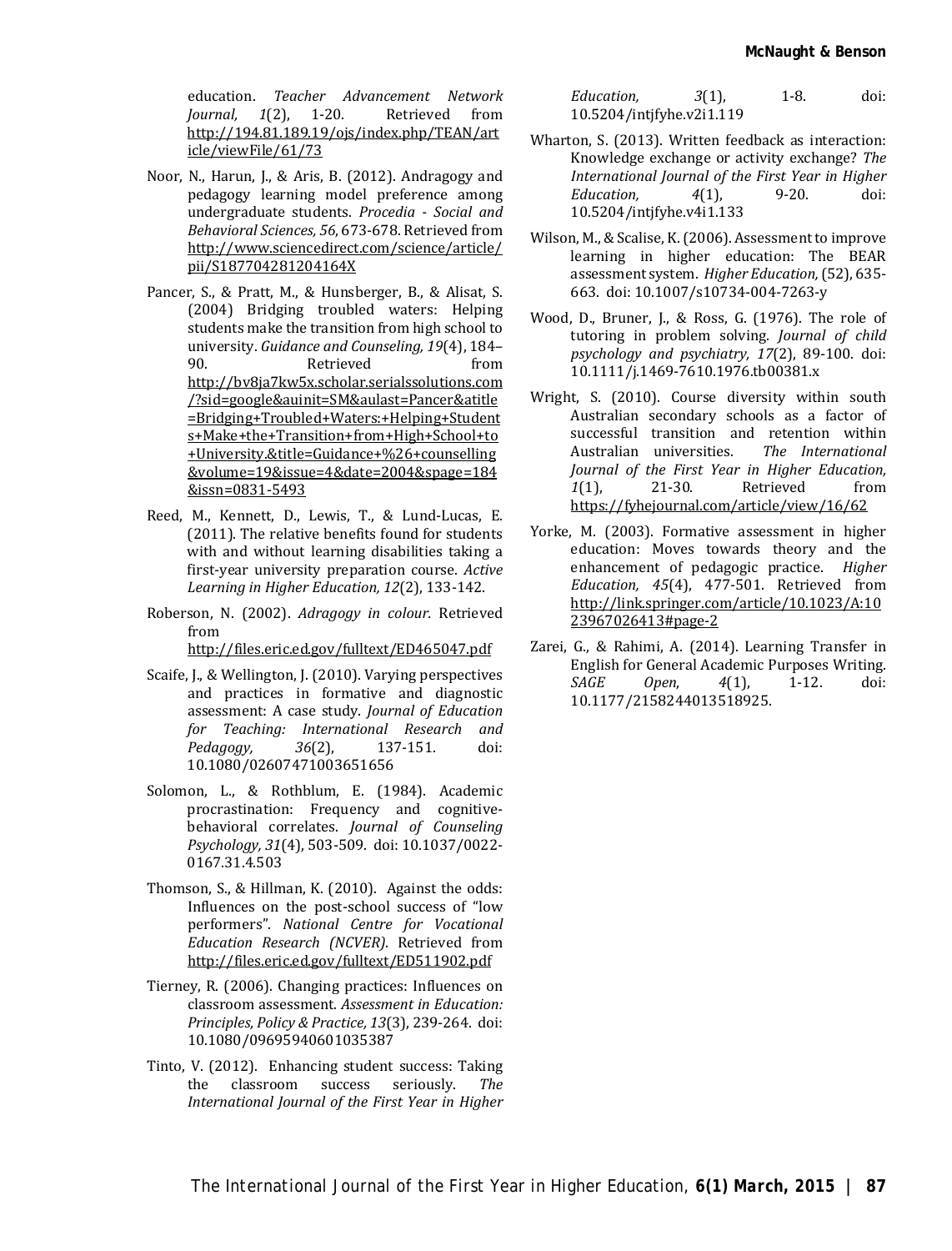education. *Teacher Advancement Network Journal, 1*(2), 1-20. Retrieved from http://194.81.189.19/ojs/index.php/TEAN/article/viewFile/61/73

Noor, N., Harun, J., & Aris, B. (2012). Andragogy and pedagogy learning model preference among undergraduate students. *Procedia - Social and Behavioral Sciences, 56*, 673-678. Retrieved from http://www.sciencedirect.com/science/article/pii/S187704281204164X

Pancer, S., & Pratt, M., & Hunsberger, B., & Alisat, S. (2004) Bridging troubled waters: Helping students make the transition from high school to university. *Guidance and Counseling, 19*(4), 184–90. Retrieved from http://bv8ja7kw5x.scholar.serialssolutions.com/?sid=google&auinit=SM&aulast=Pancer&atitle=Bridging+Troubled+Waters:+Helping+Students+Make+the+Transition+from+High+School+to+University.&title=Guidance+%26+counselling&volume=19&issue=4&date=2004&spage=184&issn=0831-5493

Reed, M., Kennett, D., Lewis, T., & Lund-Lucas, E. (2011). The relative benefits found for students with and without learning disabilities taking a first-year university preparation course. *Active Learning in Higher Education, 12*(2), 133-142.

Roberson, N. (2002). *Adragogy in colour*. Retrieved from http://files.eric.ed.gov/fulltext/ED465047.pdf

Scaife, J., & Wellington, J. (2010). Varying perspectives and practices in formative and diagnostic assessment: A case study. *Journal of Education for Teaching: International Research and Pedagogy, 36*(2), 137-151. doi: 10.1080/02607471003651656

Solomon, L., & Rothblum, E. (1984). Academic procrastination: Frequency and cognitive-behavioral correlates. *Journal of Counseling Psychology, 31*(4), 503-509. doi: 10.1037/0022-0167.31.4.503

Thomson, S., & Hillman, K. (2010). Against the odds: Influences on the post-school success of "low performers". *National Centre for Vocational Education Research (NCVER)*. Retrieved from http://files.eric.ed.gov/fulltext/ED511902.pdf

Tierney, R. (2006). Changing practices: Influences on classroom assessment. *Assessment in Education: Principles, Policy & Practice, 13*(3), 239-264. doi: 10.1080/09695940601035387

Tinto, V. (2012). Enhancing student success: Taking the classroom success seriously. *The International Journal of the First Year in Higher Education, 3*(1), 1-8. doi: 10.5204/intjfyhe.v2i1.119

Wharton, S. (2013). Written feedback as interaction: Knowledge exchange or activity exchange? *The International Journal of the First Year in Higher Education, 4*(1), 9-20. doi: 10.5204/intjfyhe.v4i1.133

Wilson, M., & Scalise, K. (2006). Assessment to improve learning in higher education: The BEAR assessment system. *Higher Education,* (52), 635-663. doi: 10.1007/s10734-004-7263-y

Wood, D., Bruner, J., & Ross, G. (1976). The role of tutoring in problem solving. *Journal of child psychology and psychiatry, 17*(2), 89-100. doi: 10.1111/j.1469-7610.1976.tb00381.x

Wright, S. (2010). Course diversity within south Australian secondary schools as a factor of successful transition and retention within Australian universities. *The International Journal of the First Year in Higher Education, 1*(1), 21-30. Retrieved from https://fyhejournal.com/article/view/16/62

Yorke, M. (2003). Formative assessment in higher education: Moves towards theory and the enhancement of pedagogic practice. *Higher Education, 45*(4), 477-501. Retrieved from http://link.springer.com/article/10.1023/A:1023967026413#page-2

Zarei, G., & Rahimi, A. (2014). Learning Transfer in English for General Academic Purposes Writing. *SAGE Open*, *4*(1), 1-12. doi: 10.1177/2158244013518925.